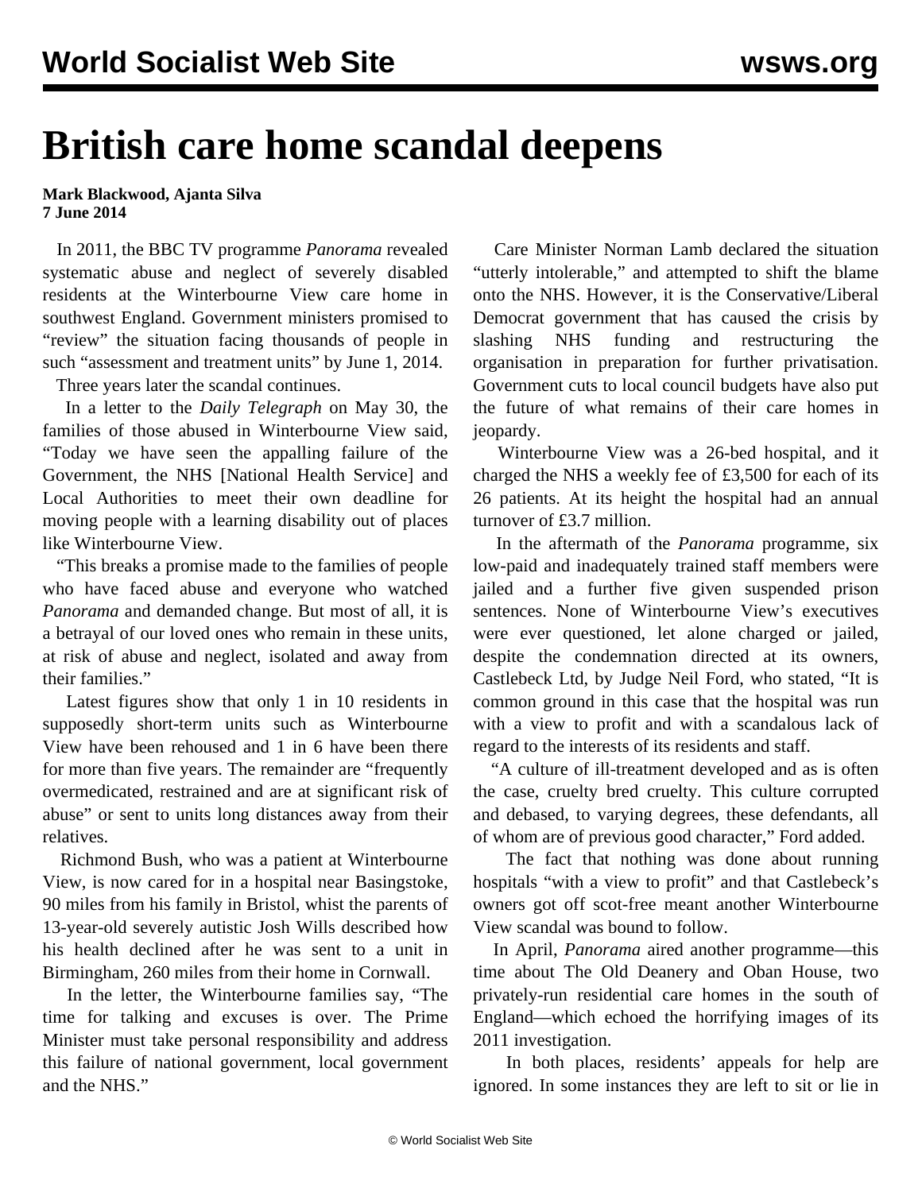# British care home scandal deepens

**Mark Blackwood, Ajanta Silva**
**7 June 2014**

In 2011, the BBC TV programme *Panorama* revealed systematic abuse and neglect of severely disabled residents at the Winterbourne View care home in southwest England. Government ministers promised to "review" the situation facing thousands of people in such "assessment and treatment units" by June 1, 2014.

Three years later the scandal continues.

In a letter to the *Daily Telegraph* on May 30, the families of those abused in Winterbourne View said, "Today we have seen the appalling failure of the Government, the NHS [National Health Service] and Local Authorities to meet their own deadline for moving people with a learning disability out of places like Winterbourne View.

"This breaks a promise made to the families of people who have faced abuse and everyone who watched *Panorama* and demanded change. But most of all, it is a betrayal of our loved ones who remain in these units, at risk of abuse and neglect, isolated and away from their families."

Latest figures show that only 1 in 10 residents in supposedly short-term units such as Winterbourne View have been rehoused and 1 in 6 have been there for more than five years. The remainder are "frequently overmedicated, restrained and are at significant risk of abuse" or sent to units long distances away from their relatives.

Richmond Bush, who was a patient at Winterbourne View, is now cared for in a hospital near Basingstoke, 90 miles from his family in Bristol, whilst the parents of 13-year-old severely autistic Josh Wills described how his health declined after he was sent to a unit in Birmingham, 260 miles from their home in Cornwall.

In the letter, the Winterbourne families say, "The time for talking and excuses is over. The Prime Minister must take personal responsibility and address this failure of national government, local government and the NHS."

Care Minister Norman Lamb declared the situation "utterly intolerable," and attempted to shift the blame onto the NHS. However, it is the Conservative/Liberal Democrat government that has caused the crisis by slashing NHS funding and restructuring the organisation in preparation for further privatisation. Government cuts to local council budgets have also put the future of what remains of their care homes in jeopardy.

Winterbourne View was a 26-bed hospital, and it charged the NHS a weekly fee of £3,500 for each of its 26 patients. At its height the hospital had an annual turnover of £3.7 million.

In the aftermath of the *Panorama* programme, six low-paid and inadequately trained staff members were jailed and a further five given suspended prison sentences. None of Winterbourne View's executives were ever questioned, let alone charged or jailed, despite the condemnation directed at its owners, Castlebeck Ltd, by Judge Neil Ford, who stated, "It is common ground in this case that the hospital was run with a view to profit and with a scandalous lack of regard to the interests of its residents and staff.

"A culture of ill-treatment developed and as is often the case, cruelty bred cruelty. This culture corrupted and debased, to varying degrees, these defendants, all of whom are of previous good character," Ford added.

The fact that nothing was done about running hospitals "with a view to profit" and that Castlebeck's owners got off scot-free meant another Winterbourne View scandal was bound to follow.

In April, *Panorama* aired another programme—this time about The Old Deanery and Oban House, two privately-run residential care homes in the south of England—which echoed the horrifying images of its 2011 investigation.

In both places, residents' appeals for help are ignored. In some instances they are left to sit or lie in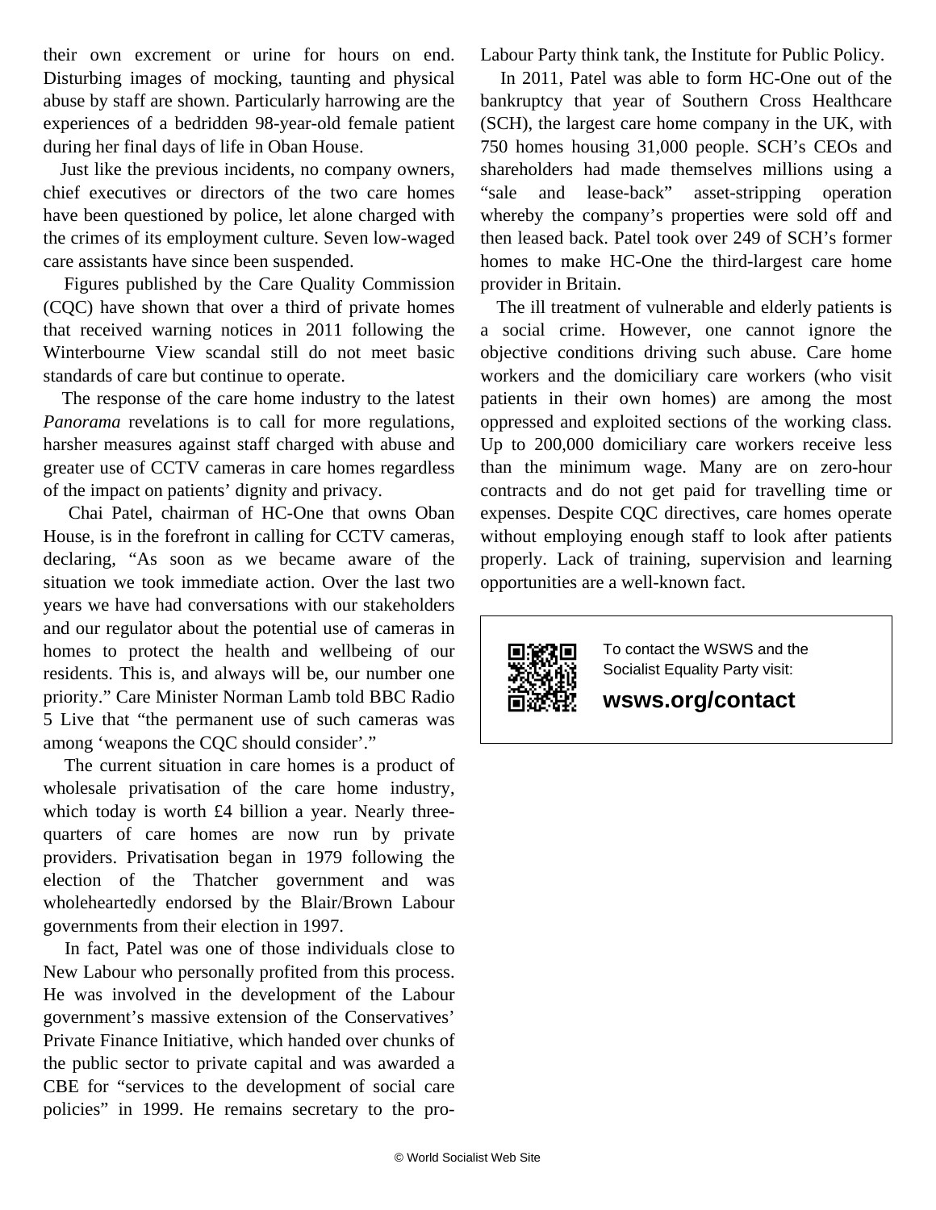their own excrement or urine for hours on end. Disturbing images of mocking, taunting and physical abuse by staff are shown. Particularly harrowing are the experiences of a bedridden 98-year-old female patient during her final days of life in Oban House.

Just like the previous incidents, no company owners, chief executives or directors of the two care homes have been questioned by police, let alone charged with the crimes of its employment culture. Seven low-waged care assistants have since been suspended.

Figures published by the Care Quality Commission (CQC) have shown that over a third of private homes that received warning notices in 2011 following the Winterbourne View scandal still do not meet basic standards of care but continue to operate.

The response of the care home industry to the latest *Panorama* revelations is to call for more regulations, harsher measures against staff charged with abuse and greater use of CCTV cameras in care homes regardless of the impact on patients' dignity and privacy.

Chai Patel, chairman of HC-One that owns Oban House, is in the forefront in calling for CCTV cameras, declaring, "As soon as we became aware of the situation we took immediate action. Over the last two years we have had conversations with our stakeholders and our regulator about the potential use of cameras in homes to protect the health and wellbeing of our residents. This is, and always will be, our number one priority." Care Minister Norman Lamb told BBC Radio 5 Live that "the permanent use of such cameras was among 'weapons the CQC should consider'."

The current situation in care homes is a product of wholesale privatisation of the care home industry, which today is worth £4 billion a year. Nearly three-quarters of care homes are now run by private providers. Privatisation began in 1979 following the election of the Thatcher government and was wholeheartedly endorsed by the Blair/Brown Labour governments from their election in 1997.

In fact, Patel was one of those individuals close to New Labour who personally profited from this process. He was involved in the development of the Labour government's massive extension of the Conservatives' Private Finance Initiative, which handed over chunks of the public sector to private capital and was awarded a CBE for "services to the development of social care policies" in 1999. He remains secretary to the pro-Labour Party think tank, the Institute for Public Policy.

In 2011, Patel was able to form HC-One out of the bankruptcy that year of Southern Cross Healthcare (SCH), the largest care home company in the UK, with 750 homes housing 31,000 people. SCH's CEOs and shareholders had made themselves millions using a "sale and lease-back" asset-stripping operation whereby the company's properties were sold off and then leased back. Patel took over 249 of SCH's former homes to make HC-One the third-largest care home provider in Britain.

The ill treatment of vulnerable and elderly patients is a social crime. However, one cannot ignore the objective conditions driving such abuse. Care home workers and the domiciliary care workers (who visit patients in their own homes) are among the most oppressed and exploited sections of the working class. Up to 200,000 domiciliary care workers receive less than the minimum wage. Many are on zero-hour contracts and do not get paid for travelling time or expenses. Despite CQC directives, care homes operate without employing enough staff to look after patients properly. Lack of training, supervision and learning opportunities are a well-known fact.

To contact the WSWS and the Socialist Equality Party visit:

**wsws.org/contact**